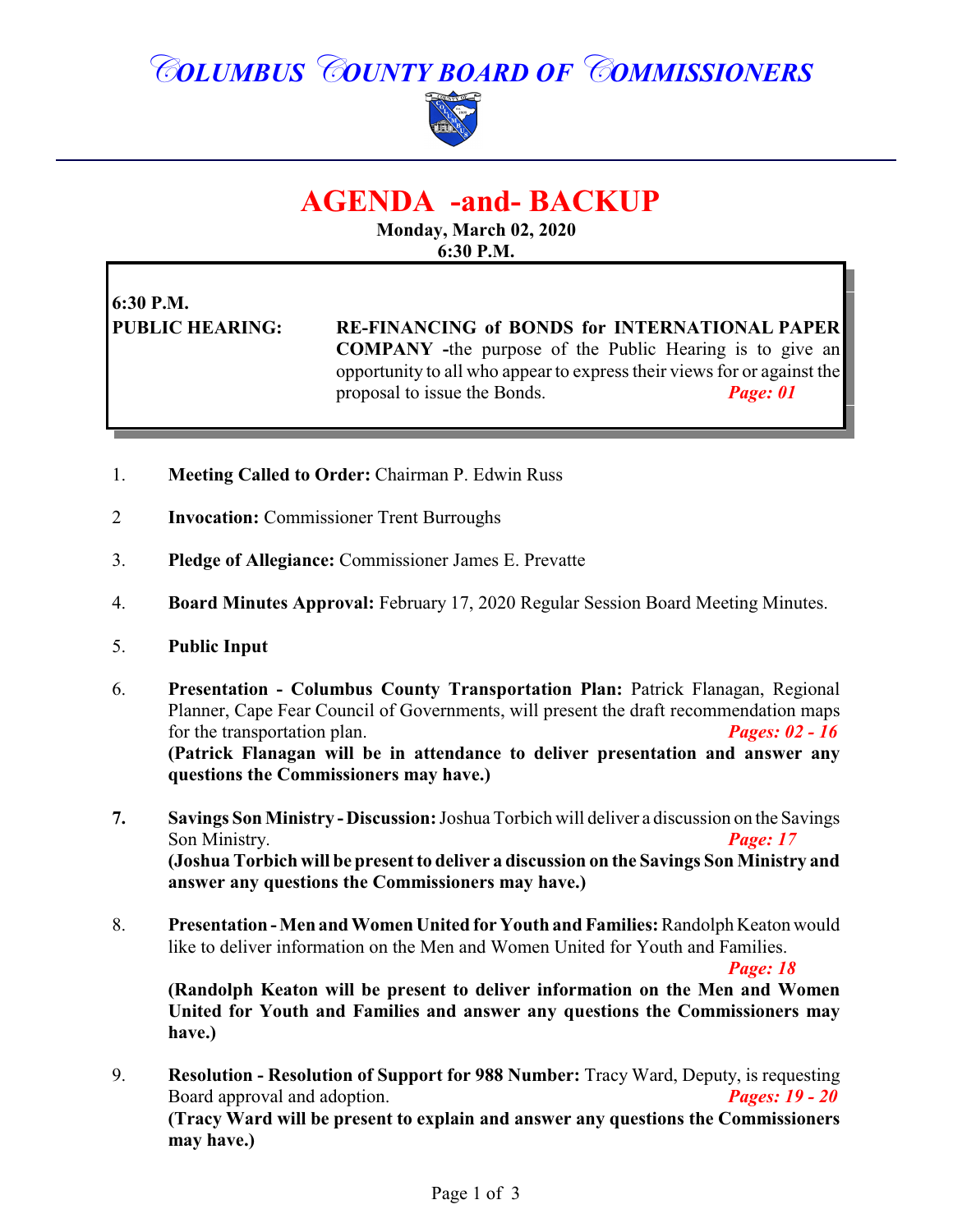# COLUMBUS COUNTY BOARD OF COMMISSIONERS

## AGENDA -and- BACKUP

**Monday, March 02, 2020**
**6:30 P.M.**

**6:30 P.M.**

**PUBLIC HEARING:** **RE-FINANCING of BONDS for INTERNATIONAL PAPER COMPANY** -the purpose of the Public Hearing is to give an opportunity to all who appear to express their views for or against the proposal to issue the Bonds. ***Page: 01***

1. **Meeting Called to Order:** Chairman P. Edwin Russ

2. **Invocation:** Commissioner Trent Burroughs

3. **Pledge of Allegiance:** Commissioner James E. Prevatte

4. **Board Minutes Approval:** February 17, 2020 Regular Session Board Meeting Minutes.

5. **Public Input**

6. **Presentation - Columbus County Transportation Plan:** Patrick Flanagan, Regional Planner, Cape Fear Council of Governments, will present the draft recommendation maps for the transportation plan. ***Pages: 02 - 16***
   **(Patrick Flanagan will be in attendance to deliver presentation and answer any questions the Commissioners may have.)**

7. **Savings Son Ministry - Discussion:** Joshua Torbich will deliver a discussion on the Savings Son Ministry. ***Page: 17***
   **(Joshua Torbich will be present to deliver a discussion on the Savings Son Ministry and answer any questions the Commissioners may have.)**

8. **Presentation - Men and Women United for Youth and Families:** Randolph Keaton would like to deliver information on the Men and Women United for Youth and Families. ***Page: 18***
   **(Randolph Keaton will be present to deliver information on the Men and Women United for Youth and Families and answer any questions the Commissioners may have.)**

9. **Resolution - Resolution of Support for 988 Number:** Tracy Ward, Deputy, is requesting Board approval and adoption. ***Pages: 19 - 20***
   **(Tracy Ward will be present to explain and answer any questions the Commissioners may have.)**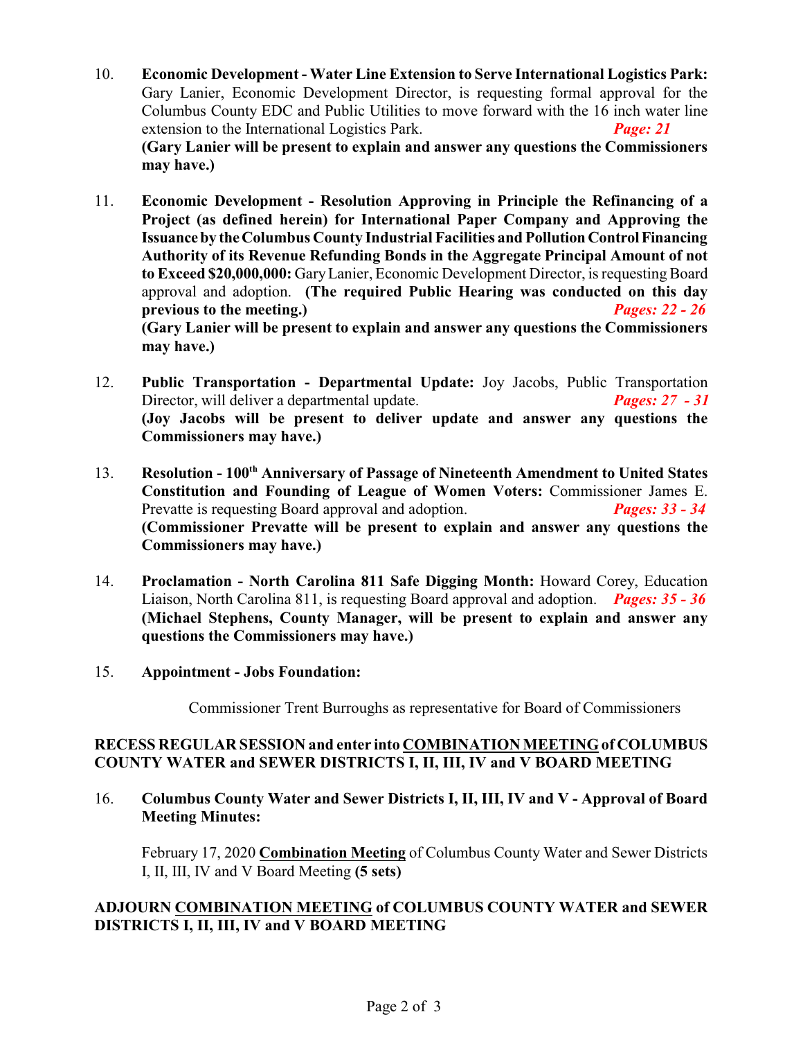10. **Economic Development - Water Line Extension to Serve International Logistics Park:** Gary Lanier, Economic Development Director, is requesting formal approval for the Columbus County EDC and Public Utilities to move forward with the 16 inch water line extension to the International Logistics Park. ***Page: 21***
**(Gary Lanier will be present to explain and answer any questions the Commissioners may have.)**

11. **Economic Development - Resolution Approving in Principle the Refinancing of a Project (as defined herein) for International Paper Company and Approving the Issuance by the Columbus County Industrial Facilities and Pollution Control Financing Authority of its Revenue Refunding Bonds in the Aggregate Principal Amount of not to Exceed $20,000,000:** Gary Lanier, Economic Development Director, is requesting Board approval and adoption. **(The required Public Hearing was conducted on this day previous to the meeting.)** ***Pages: 22 - 26***
**(Gary Lanier will be present to explain and answer any questions the Commissioners may have.)**

12. **Public Transportation - Departmental Update:** Joy Jacobs, Public Transportation Director, will deliver a departmental update. ***Pages: 27 - 31***
**(Joy Jacobs will be present to deliver update and answer any questions the Commissioners may have.)**

13. **Resolution - 100th Anniversary of Passage of Nineteenth Amendment to United States Constitution and Founding of League of Women Voters:** Commissioner James E. Prevatte is requesting Board approval and adoption. ***Pages: 33 - 34***
**(Commissioner Prevatte will be present to explain and answer any questions the Commissioners may have.)**

14. **Proclamation - North Carolina 811 Safe Digging Month:** Howard Corey, Education Liaison, North Carolina 811, is requesting Board approval and adoption. ***Pages: 35 - 36***
**(Michael Stephens, County Manager, will be present to explain and answer any questions the Commissioners may have.)**

15. **Appointment - Jobs Foundation:**

    Commissioner Trent Burroughs as representative for Board of Commissioners

**RECESS REGULAR SESSION and enter into <u>COMBINATION MEETING</u> of COLUMBUS COUNTY WATER and SEWER DISTRICTS I, II, III, IV and V BOARD MEETING**

16. **Columbus County Water and Sewer Districts I, II, III, IV and V - Approval of Board Meeting Minutes:**

    February 17, 2020 **<u>Combination Meeting</u>** of Columbus County Water and Sewer Districts I, II, III, IV and V Board Meeting **(5 sets)**

**ADJOURN <u>COMBINATION MEETING</u> of COLUMBUS COUNTY WATER and SEWER DISTRICTS I, II, III, IV and V BOARD MEETING**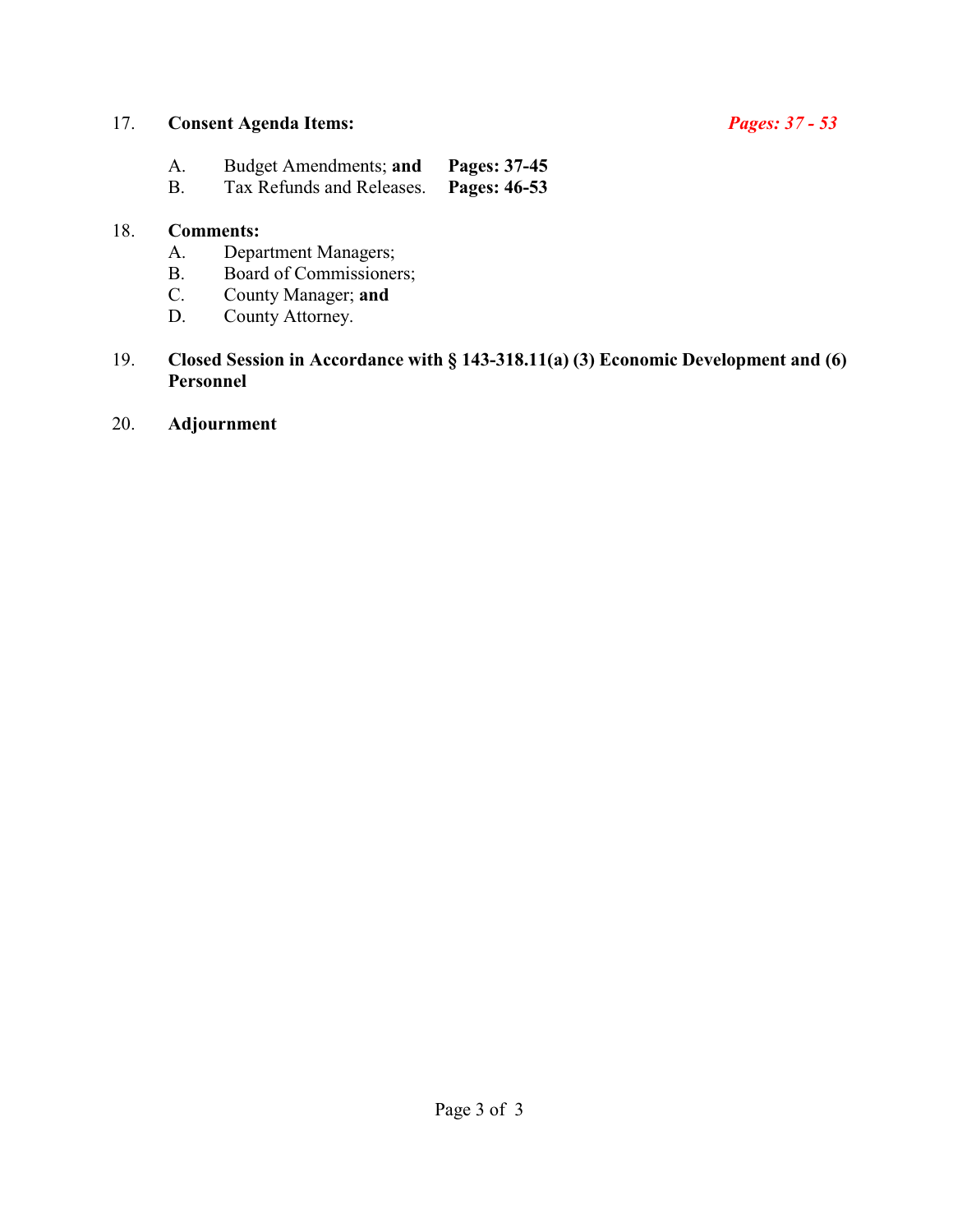17. **Consent Agenda Items:** ***Pages: 37 - 53***

    A. Budget Amendments; **and** **Pages: 37-45**
    B. Tax Refunds and Releases. **Pages: 46-53**

18. **Comments:**

    A. Department Managers;
    B. Board of Commissioners;
    C. County Manager; **and**
    D. County Attorney.

19. **Closed Session in Accordance with § 143-318.11(a) (3) Economic Development and (6) Personnel**

20. **Adjournment**